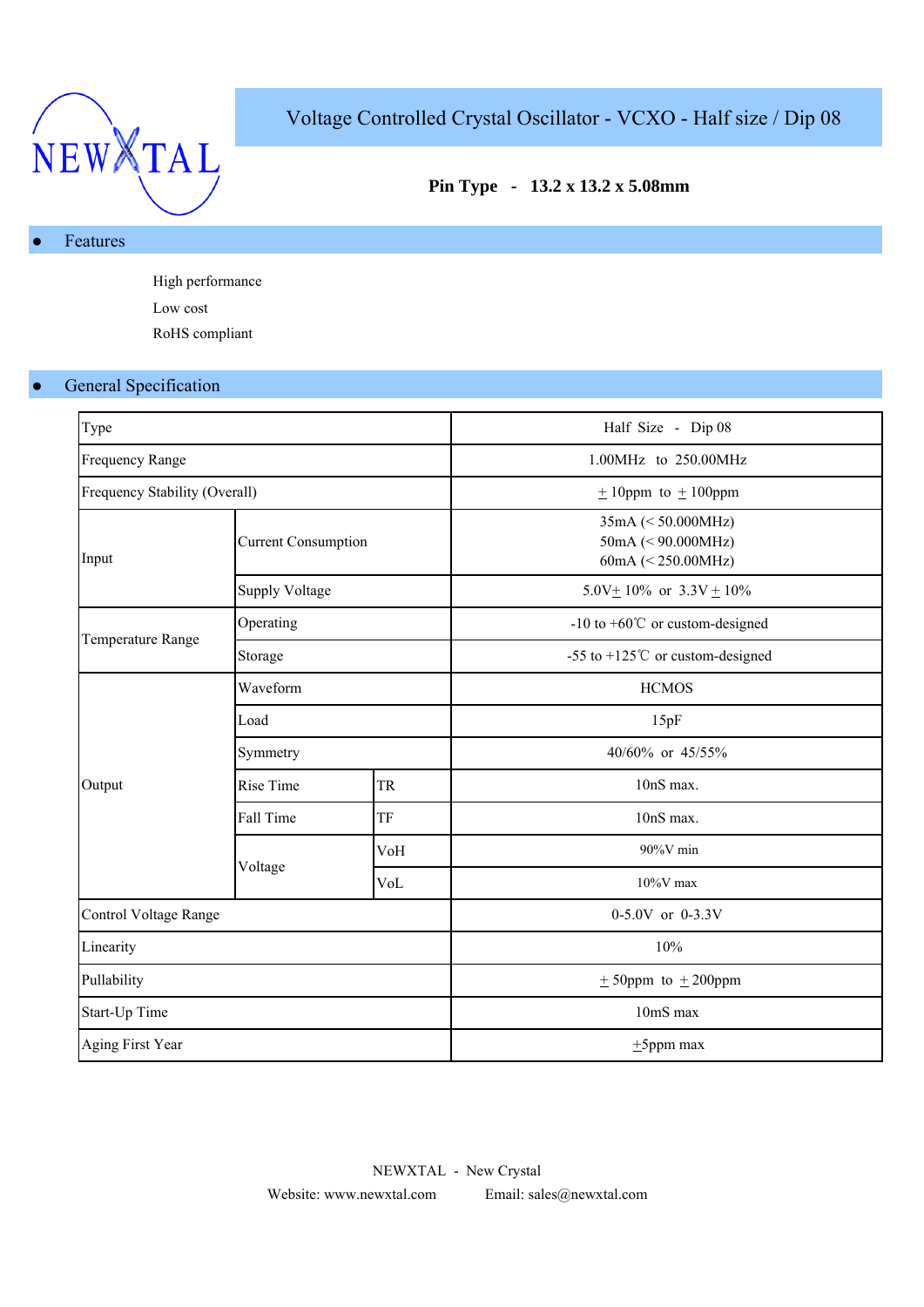NEWXTAL

# Voltage Controlled Crystal Oscillator - VCXO - Half size / Dip 08

**Pin Type - 13.2 x 13.2 x 5.08mm**

## ● Features

High performance

Low cost

RoHS compliant

## ● General Specification

| Type | | | Half Size - Dip 08 |
|---|---|---|---|
| Frequency Range | | | 1.00MHz to 250.00MHz |
| Frequency Stability (Overall) | | | ± 10ppm to ± 100ppm |
| Input | Current Consumption | | 35mA (< 50.000MHz)<br>50mA (< 90.000MHz)<br>60mA (< 250.00MHz) |
| | Supply Voltage | | 5.0V± 10% or 3.3V ± 10% |
| Temperature Range | Operating | | -10 to +60℃ or custom-designed |
| | Storage | | -55 to +125℃ or custom-designed |
| Output | Waveform | | HCMOS |
| | Load | | 15pF |
| | Symmetry | | 40/60% or 45/55% |
| | Rise Time | TR | 10nS max. |
| | Fall Time | TF | 10nS max. |
| | Voltage | VoH | 90%V min |
| | | VoL | 10%V max |
| Control Voltage Range | | | 0-5.0V or 0-3.3V |
| Linearity | | | 10% |
| Pullability | | | ± 50ppm to ± 200ppm |
| Start-Up Time | | | 10mS max |
| Aging First Year | | | ±5ppm max |

NEWXTAL - New Crystal

Website: www.newxtal.com Email: sales@newxtal.com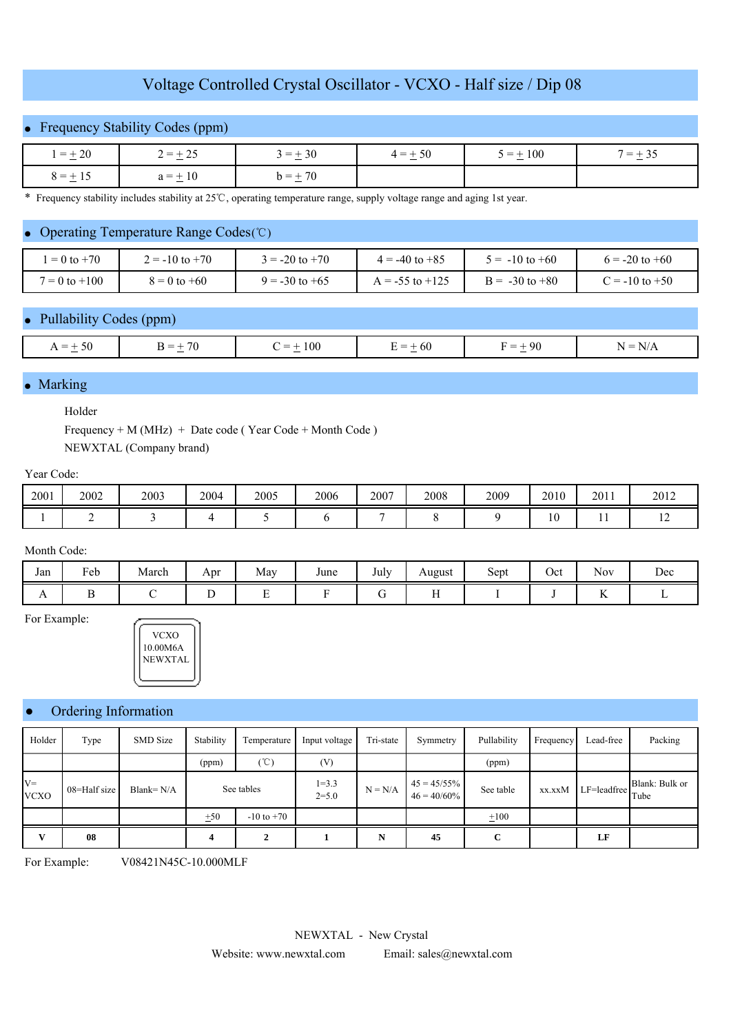# Voltage Controlled Crystal Oscillator - VCXO - Half size / Dip 08

## Frequency Stability Codes (ppm)

| 1 = ± 20 | 2 = ± 25 | 3 = ± 30 | 4 = ± 50 | 5 = ± 100 | 7 = ± 35 |
|---|---|---|---|---|---|
| 8 = ± 15 | a = ± 10 | b = ± 70 | | | |

* Frequency stability includes stability at 25℃, operating temperature range, supply voltage range and aging 1st year.

## Operating Temperature Range Codes(℃)

| 1 = 0 to +70 | 2 = -10 to +70 | 3 = -20 to +70 | 4 = -40 to +85 | 5 = -10 to +60 | 6 = -20 to +60 |
|---|---|---|---|---|---|
| 7 = 0 to +100 | 8 = 0 to +60 | 9 = -30 to +65 | A = -55 to +125 | B = -30 to +80 | C = -10 to +50 |

## Pullability Codes (ppm)

| A = ± 50 | B = ± 70 | C = ± 100 | E = ± 60 | F = ± 90 | N = N/A |
|---|---|---|---|---|---|

## Marking

Holder
Frequency + M (MHz) + Date code ( Year Code + Month Code )
NEWXTAL (Company brand)

Year Code:

| 2001 | 2002 | 2003 | 2004 | 2005 | 2006 | 2007 | 2008 | 2009 | 2010 | 2011 | 2012 |
|---|---|---|---|---|---|---|---|---|---|---|---|
| 1 | 2 | 3 | 4 | 5 | 6 | 7 | 8 | 9 | 10 | 11 | 12 |

Month Code:

| Jan | Feb | March | Apr | May | June | July | August | Sept | Oct | Nov | Dec |
|---|---|---|---|---|---|---|---|---|---|---|---|
| A | B | C | D | E | F | G | H | I | J | K | L |

For Example:

VCXO
10.00M6A
NEWXTAL

## Ordering Information

| Holder | Type | SMD Size | Stability | Temperature | Input voltage | Tri-state | Symmetry | Pullability | Frequency | Lead-free | Packing |
|---|---|---|---|---|---|---|---|---|---|---|---|
| | | | (ppm) | (℃) | (V) | | | (ppm) | | | |
| V= VCXO | 08=Half size | Blank= N/A | See tables | | 1=3.3<br>2=5.0 | N = N/A | 45 = 45/55%<br>46 = 40/60% | See table | xx.xxM | LF=leadfree | Blank: Bulk or Tube |
| | | | ±50 | -10 to +70 | | | | ±100 | | | |
| **V** | **08** | | **4** | **2** | **1** | **N** | **45** | **C** | | **LF** | |

For Example: V08421N45C-10.000MLF

NEWXTAL - New Crystal
Website: www.newxtal.com Email: sales@newxtal.com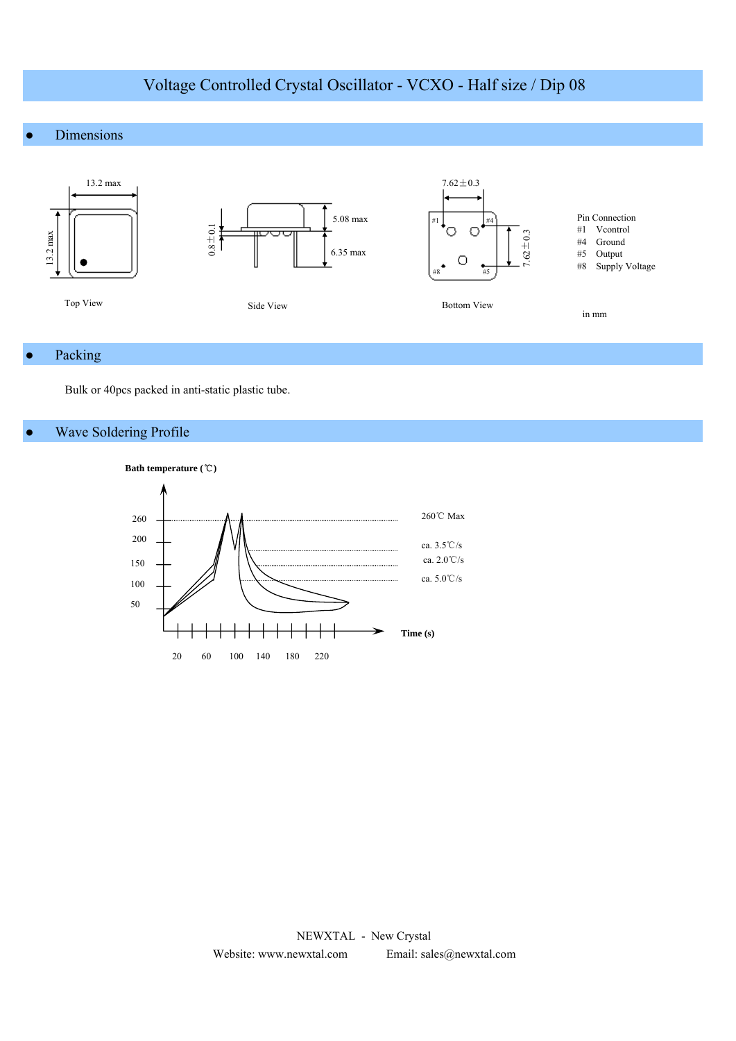# Voltage Controlled Crystal Oscillator - VCXO - Half size / Dip 08

## Dimensions

13.2 max

13.2 max

Top View

0.8±0.1

5.08 max

6.35 max

Side View

7.62±0.3

#1 #4

#8 #5

7.62±0.3

Bottom View

Pin Connection
#1 Vcontrol
#4 Ground
#5 Output
#8 Supply Voltage

in mm

## Packing

Bulk or 40pcs packed in anti-static plastic tube.

## Wave Soldering Profile

**Bath temperature (℃)**

260
200
150
100
50

260℃ Max

ca. 3.5℃/s

ca. 2.0℃/s

ca. 5.0℃/s

**Time (s)**

20 60 100 140 180 220

NEWXTAL - New Crystal

Website: www.newxtal.com Email: sales@newxtal.com